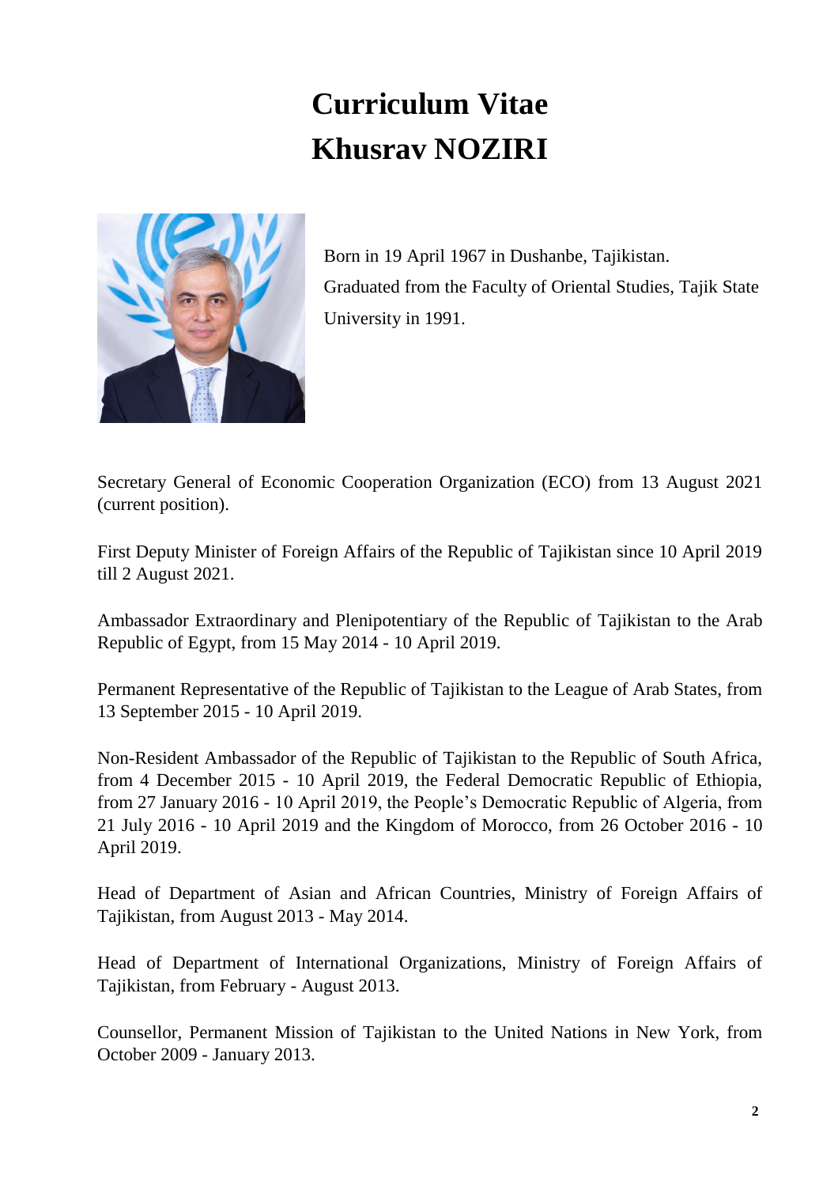# Curriculum Vitae
# Khusrav NOZIRI

Born in 19 April 1967 in Dushanbe, Tajikistan.

Graduated from the Faculty of Oriental Studies, Tajik State University in 1991.

Secretary General of Economic Cooperation Organization (ECO) from 13 August 2021 (current position).

First Deputy Minister of Foreign Affairs of the Republic of Tajikistan since 10 April 2019 till 2 August 2021.

Ambassador Extraordinary and Plenipotentiary of the Republic of Tajikistan to the Arab Republic of Egypt, from 15 May 2014 - 10 April 2019.

Permanent Representative of the Republic of Tajikistan to the League of Arab States, from 13 September 2015 - 10 April 2019.

Non-Resident Ambassador of the Republic of Tajikistan to the Republic of South Africa, from 4 December 2015 - 10 April 2019, the Federal Democratic Republic of Ethiopia, from 27 January 2016 - 10 April 2019, the People's Democratic Republic of Algeria, from 21 July 2016 - 10 April 2019 and the Kingdom of Morocco, from 26 October 2016 - 10 April 2019.

Head of Department of Asian and African Countries, Ministry of Foreign Affairs of Tajikistan, from August 2013 - May 2014.

Head of Department of International Organizations, Ministry of Foreign Affairs of Tajikistan, from February - August 2013.

Counsellor, Permanent Mission of Tajikistan to the United Nations in New York, from October 2009 - January 2013.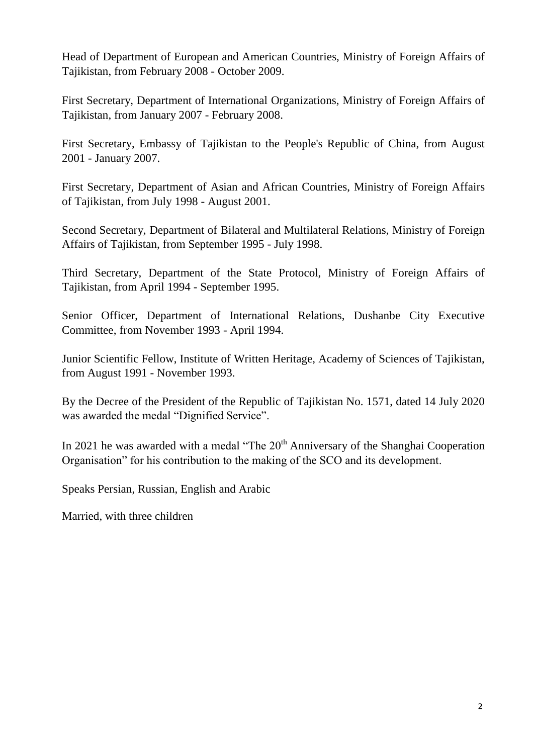Head of Department of European and American Countries, Ministry of Foreign Affairs of Tajikistan, from February 2008 - October 2009.

First Secretary, Department of International Organizations, Ministry of Foreign Affairs of Tajikistan, from January 2007 - February 2008.

First Secretary, Embassy of Tajikistan to the People's Republic of China, from August 2001 - January 2007.

First Secretary, Department of Asian and African Countries, Ministry of Foreign Affairs of Tajikistan, from July 1998 - August 2001.

Second Secretary, Department of Bilateral and Multilateral Relations, Ministry of Foreign Affairs of Tajikistan, from September 1995 - July 1998.

Third Secretary, Department of the State Protocol, Ministry of Foreign Affairs of Tajikistan, from April 1994 - September 1995.

Senior Officer, Department of International Relations, Dushanbe City Executive Committee, from November 1993 - April 1994.

Junior Scientific Fellow, Institute of Written Heritage, Academy of Sciences of Tajikistan, from August 1991 - November 1993.

By the Decree of the President of the Republic of Tajikistan No. 1571, dated 14 July 2020 was awarded the medal "Dignified Service".

In 2021 he was awarded with a medal "The 20th Anniversary of the Shanghai Cooperation Organisation" for his contribution to the making of the SCO and its development.

Speaks Persian, Russian, English and Arabic

Married, with three children